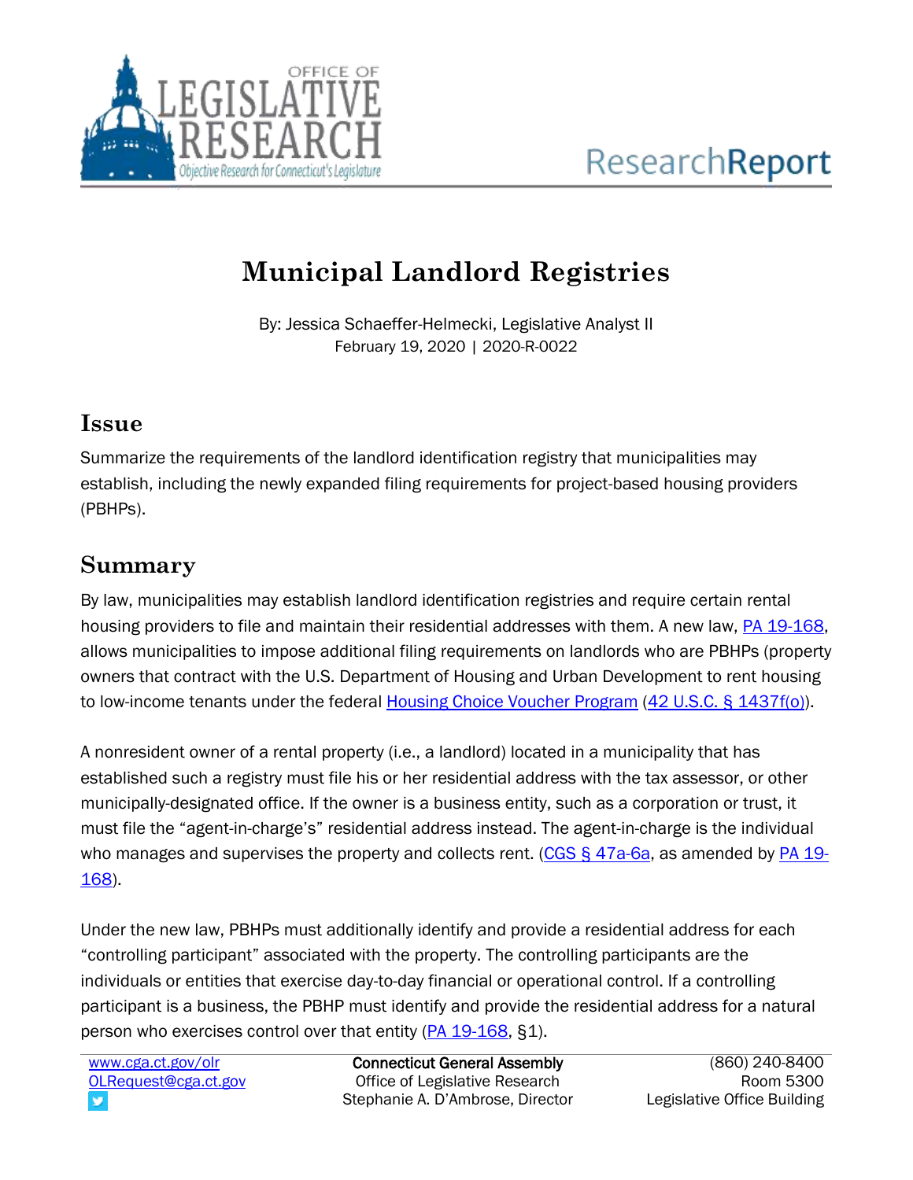# Municipal Landlord Registries

By: Jessica Schaeffer-Helmecki, Legislative Analyst II
February 19, 2020 | 2020-R-0022

## Issue

Summarize the requirements of the landlord identification registry that municipalities may establish, including the newly expanded filing requirements for project-based housing providers (PBHPs).

## Summary

By law, municipalities may establish landlord identification registries and require certain rental housing providers to file and maintain their residential addresses with them. A new law, PA 19-168, allows municipalities to impose additional filing requirements on landlords who are PBHPs (property owners that contract with the U.S. Department of Housing and Urban Development to rent housing to low-income tenants under the federal Housing Choice Voucher Program (42 U.S.C. § 1437f(o)).

A nonresident owner of a rental property (i.e., a landlord) located in a municipality that has established such a registry must file his or her residential address with the tax assessor, or other municipally-designated office. If the owner is a business entity, such as a corporation or trust, it must file the "agent-in-charge's" residential address instead. The agent-in-charge is the individual who manages and supervises the property and collects rent. (CGS § 47a-6a, as amended by PA 19-168).

Under the new law, PBHPs must additionally identify and provide a residential address for each "controlling participant" associated with the property. The controlling participants are the individuals or entities that exercise day-to-day financial or operational control. If a controlling participant is a business, the PBHP must identify and provide the residential address for a natural person who exercises control over that entity (PA 19-168, §1).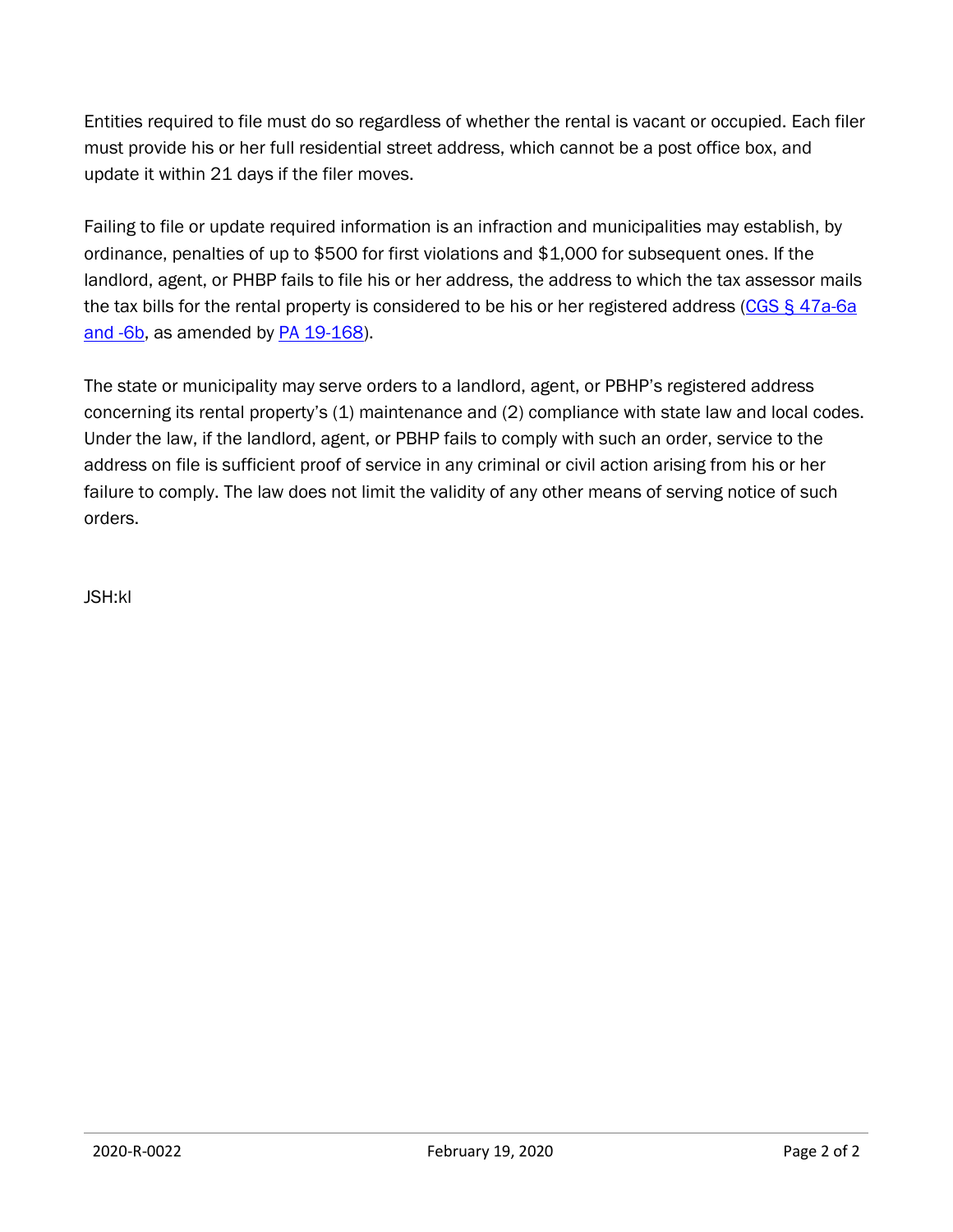Entities required to file must do so regardless of whether the rental is vacant or occupied. Each filer must provide his or her full residential street address, which cannot be a post office box, and update it within 21 days if the filer moves.

Failing to file or update required information is an infraction and municipalities may establish, by ordinance, penalties of up to $500 for first violations and $1,000 for subsequent ones. If the landlord, agent, or PHBP fails to file his or her address, the address to which the tax assessor mails the tax bills for the rental property is considered to be his or her registered address (CGS § 47a-6a and -6b, as amended by PA 19-168).

The state or municipality may serve orders to a landlord, agent, or PBHP's registered address concerning its rental property's (1) maintenance and (2) compliance with state law and local codes. Under the law, if the landlord, agent, or PBHP fails to comply with such an order, service to the address on file is sufficient proof of service in any criminal or civil action arising from his or her failure to comply. The law does not limit the validity of any other means of serving notice of such orders.

JSH:kl